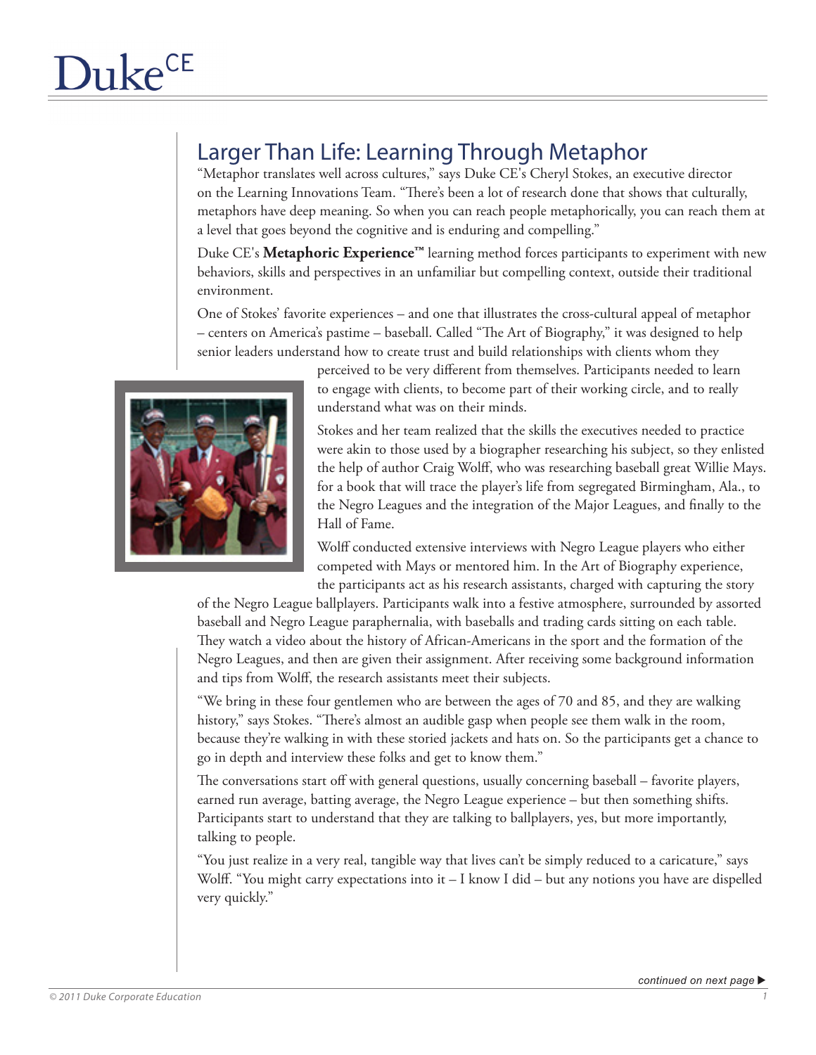# Larger Than Life: Learning Through Metaphor

"Metaphor translates well across cultures," says Duke CE's Cheryl Stokes, an executive director on the Learning Innovations Team. "There's been a lot of research done that shows that culturally, metaphors have deep meaning. So when you can reach people metaphorically, you can reach them at a level that goes beyond the cognitive and is enduring and compelling."

Duke CE's **Metaphoric Experience™** learning method forces participants to experiment with new behaviors, skills and perspectives in an unfamiliar but compelling context, outside their traditional environment.

One of Stokes' favorite experiences – and one that illustrates the cross-cultural appeal of metaphor – centers on America's pastime – baseball. Called "The Art of Biography," it was designed to help senior leaders understand how to create trust and build relationships with clients whom they perceived to be very different from themselves. Participants needed to learn to engage with clients, to become part of their working circle, and to really understand what was on their minds.

Stokes and her team realized that the skills the executives needed to practice were akin to those used by a biographer researching his subject, so they enlisted the help of author Craig Wolff, who was researching baseball great Willie Mays. for a book that will trace the player's life from segregated Birmingham, Ala., to the Negro Leagues and the integration of the Major Leagues, and finally to the Hall of Fame.

Wolff conducted extensive interviews with Negro League players who either competed with Mays or mentored him. In the Art of Biography experience, the participants act as his research assistants, charged with capturing the story of the Negro League ballplayers. Participants walk into a festive atmosphere, surrounded by assorted baseball and Negro League paraphernalia, with baseballs and trading cards sitting on each table. They watch a video about the history of African-Americans in the sport and the formation of the Negro Leagues, and then are given their assignment. After receiving some background information and tips from Wolff, the research assistants meet their subjects.

"We bring in these four gentlemen who are between the ages of 70 and 85, and they are walking history," says Stokes. "There's almost an audible gasp when people see them walk in the room, because they're walking in with these storied jackets and hats on. So the participants get a chance to go in depth and interview these folks and get to know them."

The conversations start off with general questions, usually concerning baseball – favorite players, earned run average, batting average, the Negro League experience – but then something shifts. Participants start to understand that they are talking to ballplayers, yes, but more importantly, talking to people.

"You just realize in a very real, tangible way that lives can't be simply reduced to a caricature," says Wolff. "You might carry expectations into it – I know I did – but any notions you have are dispelled very quickly."

*continued on next page* ▶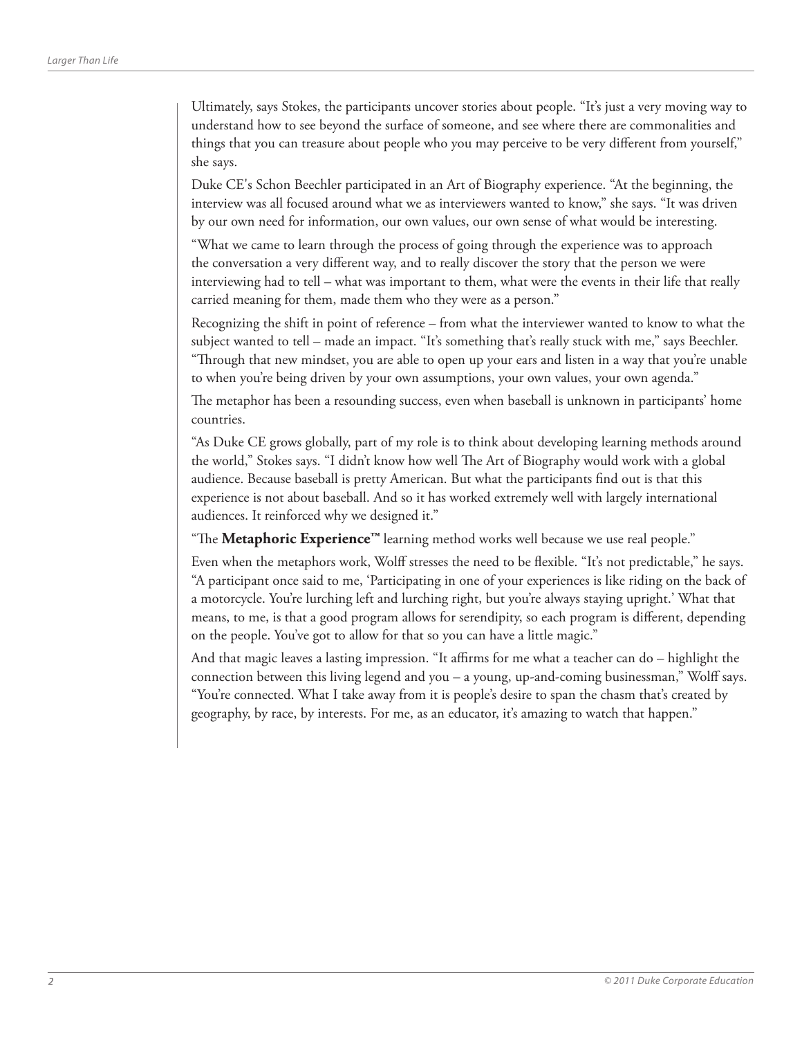Ultimately, says Stokes, the participants uncover stories about people. "It's just a very moving way to understand how to see beyond the surface of someone, and see where there are commonalities and things that you can treasure about people who you may perceive to be very different from yourself," she says.

Duke CE's Schon Beechler participated in an Art of Biography experience. "At the beginning, the interview was all focused around what we as interviewers wanted to know," she says. "It was driven by our own need for information, our own values, our own sense of what would be interesting.

"What we came to learn through the process of going through the experience was to approach the conversation a very different way, and to really discover the story that the person we were interviewing had to tell – what was important to them, what were the events in their life that really carried meaning for them, made them who they were as a person."

Recognizing the shift in point of reference – from what the interviewer wanted to know to what the subject wanted to tell – made an impact. "It's something that's really stuck with me," says Beechler. "Through that new mindset, you are able to open up your ears and listen in a way that you're unable to when you're being driven by your own assumptions, your own values, your own agenda."

The metaphor has been a resounding success, even when baseball is unknown in participants' home countries.

"As Duke CE grows globally, part of my role is to think about developing learning methods around the world," Stokes says. "I didn't know how well The Art of Biography would work with a global audience. Because baseball is pretty American. But what the participants find out is that this experience is not about baseball. And so it has worked extremely well with largely international audiences. It reinforced why we designed it."

"The **Metaphoric Experience™** learning method works well because we use real people."

Even when the metaphors work, Wolff stresses the need to be flexible. "It's not predictable," he says. "A participant once said to me, 'Participating in one of your experiences is like riding on the back of a motorcycle. You're lurching left and lurching right, but you're always staying upright.' What that means, to me, is that a good program allows for serendipity, so each program is different, depending on the people. You've got to allow for that so you can have a little magic."

And that magic leaves a lasting impression. "It affirms for me what a teacher can do – highlight the connection between this living legend and you – a young, up-and-coming businessman," Wolff says. "You're connected. What I take away from it is people's desire to span the chasm that's created by geography, by race, by interests. For me, as an educator, it's amazing to watch that happen."